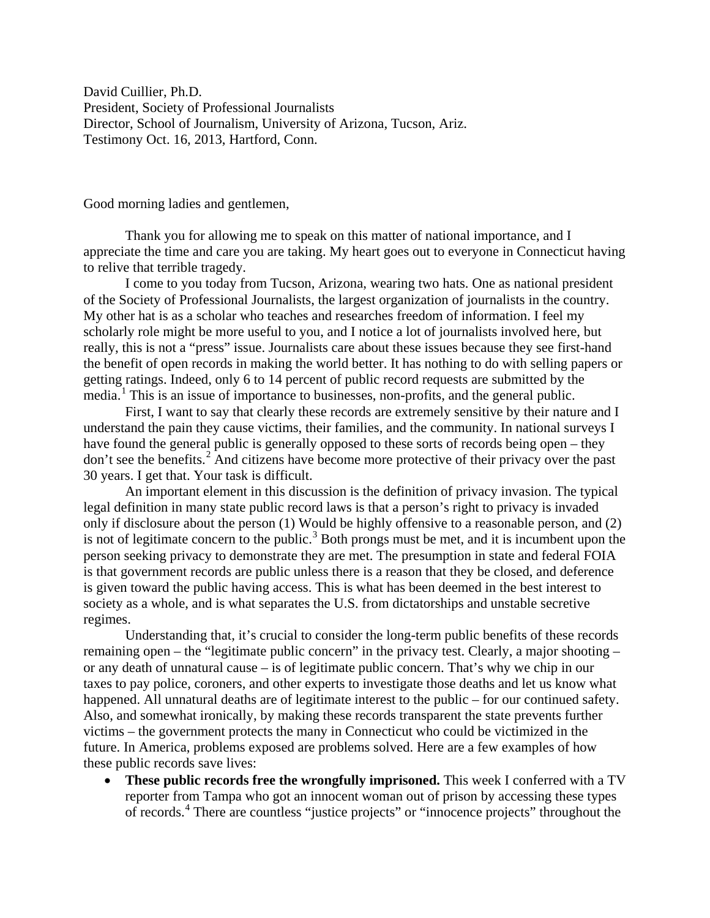David Cuillier, Ph.D.
President, Society of Professional Journalists
Director, School of Journalism, University of Arizona, Tucson, Ariz.
Testimony Oct. 16, 2013, Hartford, Conn.

Good morning ladies and gentlemen,

Thank you for allowing me to speak on this matter of national importance, and I appreciate the time and care you are taking. My heart goes out to everyone in Connecticut having to relive that terrible tragedy.

I come to you today from Tucson, Arizona, wearing two hats. One as national president of the Society of Professional Journalists, the largest organization of journalists in the country. My other hat is as a scholar who teaches and researches freedom of information. I feel my scholarly role might be more useful to you, and I notice a lot of journalists involved here, but really, this is not a "press" issue. Journalists care about these issues because they see first-hand the benefit of open records in making the world better. It has nothing to do with selling papers or getting ratings. Indeed, only 6 to 14 percent of public record requests are submitted by the media.[1] This is an issue of importance to businesses, non-profits, and the general public.

First, I want to say that clearly these records are extremely sensitive by their nature and I understand the pain they cause victims, their families, and the community. In national surveys I have found the general public is generally opposed to these sorts of records being open – they don't see the benefits.[2] And citizens have become more protective of their privacy over the past 30 years. I get that. Your task is difficult.

An important element in this discussion is the definition of privacy invasion. The typical legal definition in many state public record laws is that a person's right to privacy is invaded only if disclosure about the person (1) Would be highly offensive to a reasonable person, and (2) is not of legitimate concern to the public.[3] Both prongs must be met, and it is incumbent upon the person seeking privacy to demonstrate they are met. The presumption in state and federal FOIA is that government records are public unless there is a reason that they be closed, and deference is given toward the public having access. This is what has been deemed in the best interest to society as a whole, and is what separates the U.S. from dictatorships and unstable secretive regimes.

Understanding that, it's crucial to consider the long-term public benefits of these records remaining open – the "legitimate public concern" in the privacy test. Clearly, a major shooting – or any death of unnatural cause – is of legitimate public concern. That's why we chip in our taxes to pay police, coroners, and other experts to investigate those deaths and let us know what happened. All unnatural deaths are of legitimate interest to the public – for our continued safety. Also, and somewhat ironically, by making these records transparent the state prevents further victims – the government protects the many in Connecticut who could be victimized in the future. In America, problems exposed are problems solved. Here are a few examples of how these public records save lives:

- **These public records free the wrongfully imprisoned.** This week I conferred with a TV reporter from Tampa who got an innocent woman out of prison by accessing these types of records.[4] There are countless "justice projects" or "innocence projects" throughout the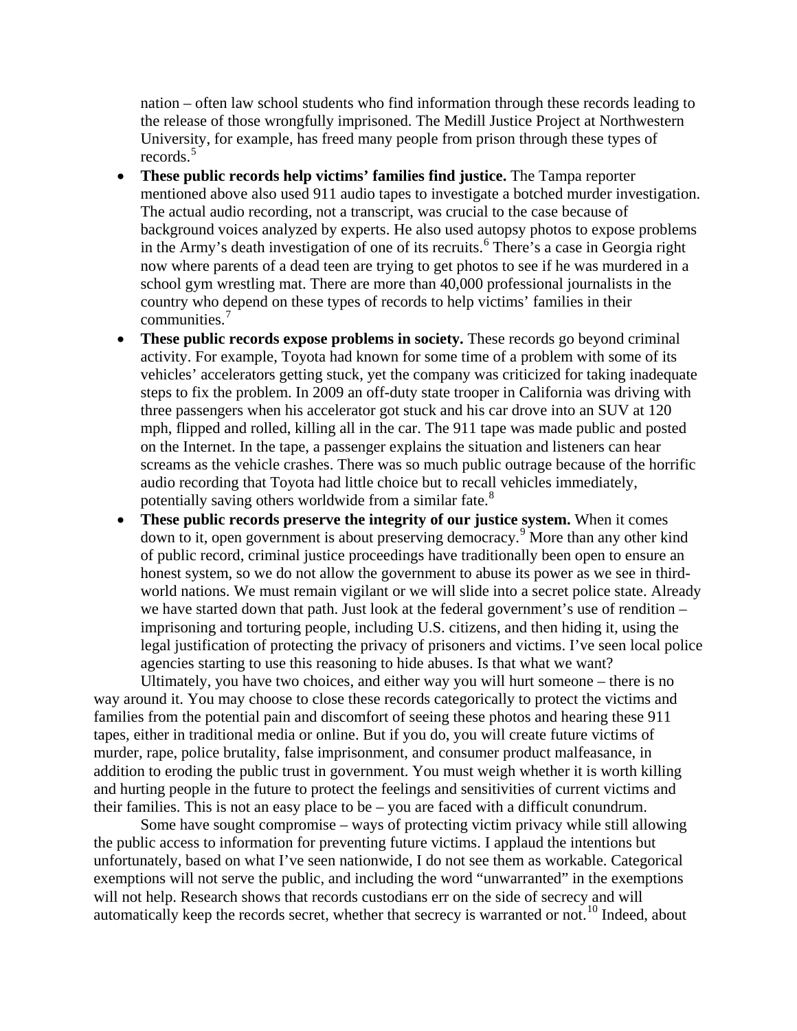nation – often law school students who find information through these records leading to the release of those wrongfully imprisoned. The Medill Justice Project at Northwestern University, for example, has freed many people from prison through these types of records.[5]

- **These public records help victims' families find justice.** The Tampa reporter mentioned above also used 911 audio tapes to investigate a botched murder investigation. The actual audio recording, not a transcript, was crucial to the case because of background voices analyzed by experts. He also used autopsy photos to expose problems in the Army's death investigation of one of its recruits.[6] There's a case in Georgia right now where parents of a dead teen are trying to get photos to see if he was murdered in a school gym wrestling mat. There are more than 40,000 professional journalists in the country who depend on these types of records to help victims' families in their communities.[7]
- **These public records expose problems in society.** These records go beyond criminal activity. For example, Toyota had known for some time of a problem with some of its vehicles' accelerators getting stuck, yet the company was criticized for taking inadequate steps to fix the problem. In 2009 an off-duty state trooper in California was driving with three passengers when his accelerator got stuck and his car drove into an SUV at 120 mph, flipped and rolled, killing all in the car. The 911 tape was made public and posted on the Internet. In the tape, a passenger explains the situation and listeners can hear screams as the vehicle crashes. There was so much public outrage because of the horrific audio recording that Toyota had little choice but to recall vehicles immediately, potentially saving others worldwide from a similar fate.[8]
- **These public records preserve the integrity of our justice system.** When it comes down to it, open government is about preserving democracy.[9] More than any other kind of public record, criminal justice proceedings have traditionally been open to ensure an honest system, so we do not allow the government to abuse its power as we see in third-world nations. We must remain vigilant or we will slide into a secret police state. Already we have started down that path. Just look at the federal government's use of rendition – imprisoning and torturing people, including U.S. citizens, and then hiding it, using the legal justification of protecting the privacy of prisoners and victims. I've seen local police agencies starting to use this reasoning to hide abuses. Is that what we want?

Ultimately, you have two choices, and either way you will hurt someone – there is no way around it. You may choose to close these records categorically to protect the victims and families from the potential pain and discomfort of seeing these photos and hearing these 911 tapes, either in traditional media or online. But if you do, you will create future victims of murder, rape, police brutality, false imprisonment, and consumer product malfeasance, in addition to eroding the public trust in government. You must weigh whether it is worth killing and hurting people in the future to protect the feelings and sensitivities of current victims and their families. This is not an easy place to be – you are faced with a difficult conundrum.

Some have sought compromise – ways of protecting victim privacy while still allowing the public access to information for preventing future victims. I applaud the intentions but unfortunately, based on what I've seen nationwide, I do not see them as workable. Categorical exemptions will not serve the public, and including the word "unwarranted" in the exemptions will not help. Research shows that records custodians err on the side of secrecy and will automatically keep the records secret, whether that secrecy is warranted or not.[10] Indeed, about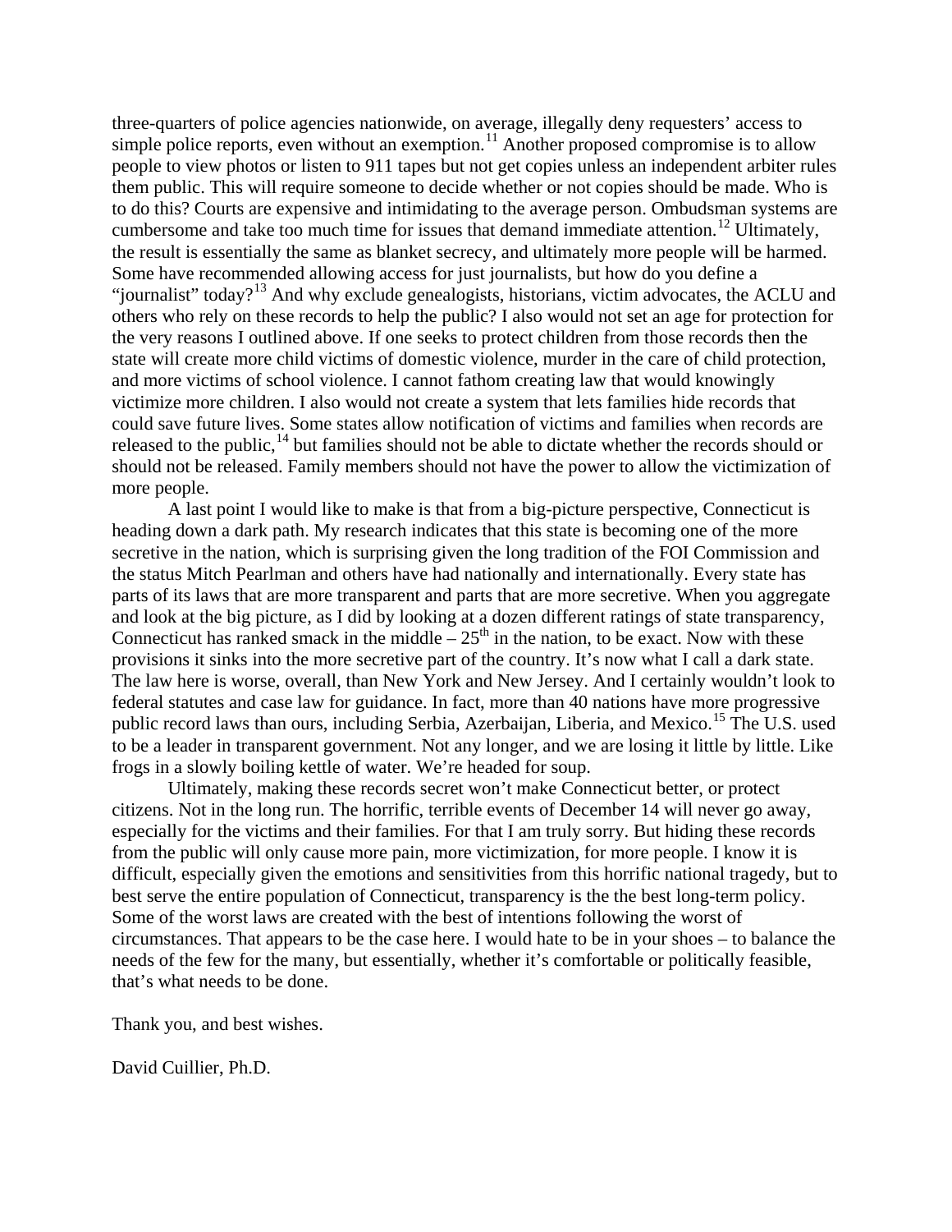three-quarters of police agencies nationwide, on average, illegally deny requesters' access to simple police reports, even without an exemption.[11] Another proposed compromise is to allow people to view photos or listen to 911 tapes but not get copies unless an independent arbiter rules them public. This will require someone to decide whether or not copies should be made. Who is to do this? Courts are expensive and intimidating to the average person. Ombudsman systems are cumbersome and take too much time for issues that demand immediate attention.[12] Ultimately, the result is essentially the same as blanket secrecy, and ultimately more people will be harmed. Some have recommended allowing access for just journalists, but how do you define a "journalist" today?[13] And why exclude genealogists, historians, victim advocates, the ACLU and others who rely on these records to help the public? I also would not set an age for protection for the very reasons I outlined above. If one seeks to protect children from those records then the state will create more child victims of domestic violence, murder in the care of child protection, and more victims of school violence. I cannot fathom creating law that would knowingly victimize more children. I also would not create a system that lets families hide records that could save future lives. Some states allow notification of victims and families when records are released to the public,[14] but families should not be able to dictate whether the records should or should not be released. Family members should not have the power to allow the victimization of more people.

A last point I would like to make is that from a big-picture perspective, Connecticut is heading down a dark path. My research indicates that this state is becoming one of the more secretive in the nation, which is surprising given the long tradition of the FOI Commission and the status Mitch Pearlman and others have had nationally and internationally. Every state has parts of its laws that are more transparent and parts that are more secretive. When you aggregate and look at the big picture, as I did by looking at a dozen different ratings of state transparency, Connecticut has ranked smack in the middle – 25th in the nation, to be exact. Now with these provisions it sinks into the more secretive part of the country. It's now what I call a dark state. The law here is worse, overall, than New York and New Jersey. And I certainly wouldn't look to federal statutes and case law for guidance. In fact, more than 40 nations have more progressive public record laws than ours, including Serbia, Azerbaijan, Liberia, and Mexico.[15] The U.S. used to be a leader in transparent government. Not any longer, and we are losing it little by little. Like frogs in a slowly boiling kettle of water. We're headed for soup.

Ultimately, making these records secret won't make Connecticut better, or protect citizens. Not in the long run. The horrific, terrible events of December 14 will never go away, especially for the victims and their families. For that I am truly sorry. But hiding these records from the public will only cause more pain, more victimization, for more people. I know it is difficult, especially given the emotions and sensitivities from this horrific national tragedy, but to best serve the entire population of Connecticut, transparency is the the best long-term policy. Some of the worst laws are created with the best of intentions following the worst of circumstances. That appears to be the case here. I would hate to be in your shoes – to balance the needs of the few for the many, but essentially, whether it's comfortable or politically feasible, that's what needs to be done.

Thank you, and best wishes.

David Cuillier, Ph.D.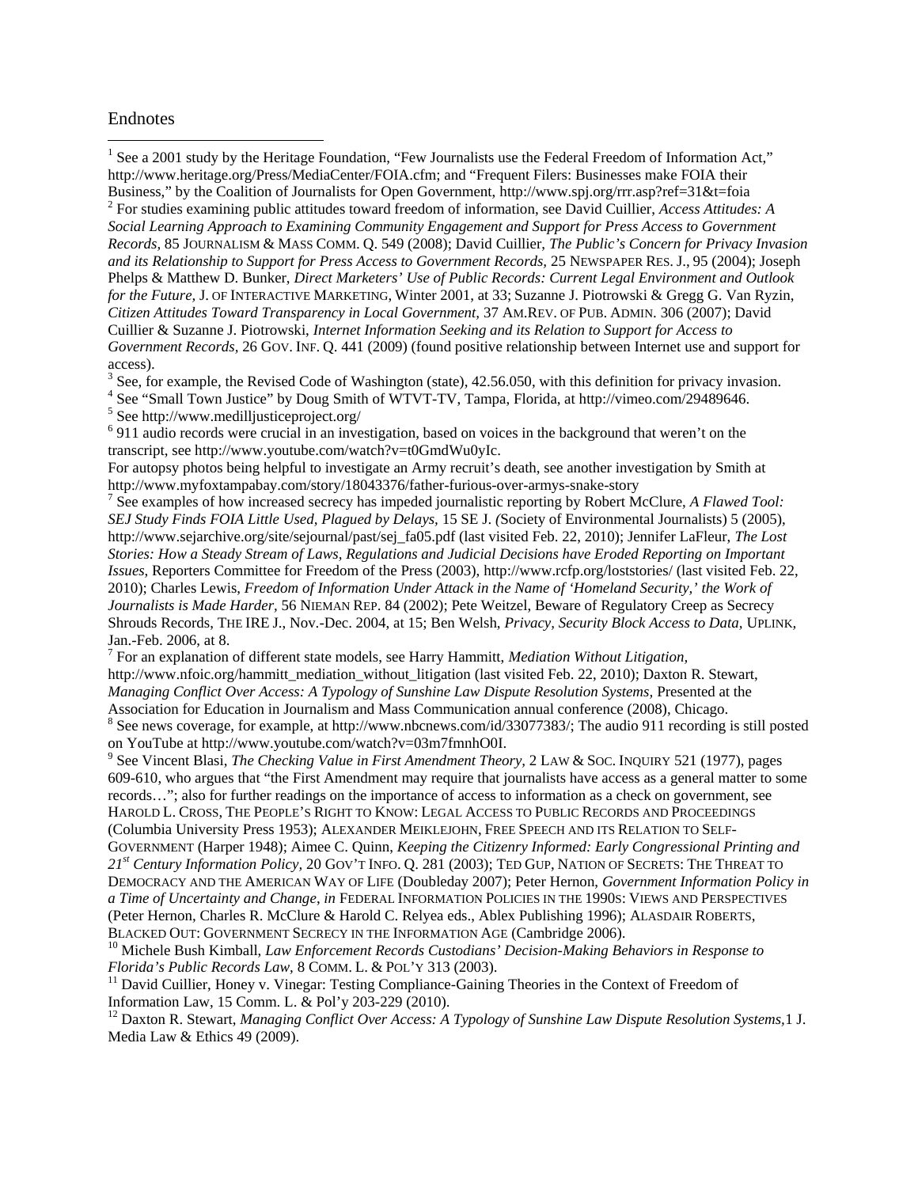# Endnotes

[1] See a 2001 study by the Heritage Foundation, "Few Journalists use the Federal Freedom of Information Act," http://www.heritage.org/Press/MediaCenter/FOIA.cfm; and "Frequent Filers: Businesses make FOIA their Business," by the Coalition of Journalists for Open Government, http://www.spj.org/rrr.asp?ref=31&t=foia

[2] For studies examining public attitudes toward freedom of information, see David Cuillier, *Access Attitudes: A Social Learning Approach to Examining Community Engagement and Support for Press Access to Government Records*, 85 JOURNALISM & MASS COMM. Q. 549 (2008); David Cuillier, *The Public's Concern for Privacy Invasion and its Relationship to Support for Press Access to Government Records*, 25 NEWSPAPER RES. J., 95 (2004); Joseph Phelps & Matthew D. Bunker, *Direct Marketers' Use of Public Records: Current Legal Environment and Outlook for the Future*, J. OF INTERACTIVE MARKETING, Winter 2001, at 33; Suzanne J. Piotrowski & Gregg G. Van Ryzin, *Citizen Attitudes Toward Transparency in Local Government*, 37 AM.REV. OF PUB. ADMIN. 306 (2007); David Cuillier & Suzanne J. Piotrowski, *Internet Information Seeking and its Relation to Support for Access to Government Records*, 26 GOV. INF. Q. 441 (2009) (found positive relationship between Internet use and support for access).

[3] See, for example, the Revised Code of Washington (state), 42.56.050, with this definition for privacy invasion.

[4] See "Small Town Justice" by Doug Smith of WTVT-TV, Tampa, Florida, at http://vimeo.com/29489646.

[5] See http://www.medilljusticeproject.org/

[6] 911 audio records were crucial in an investigation, based on voices in the background that weren't on the transcript, see http://www.youtube.com/watch?v=t0GmdWu0yIc.

For autopsy photos being helpful to investigate an Army recruit's death, see another investigation by Smith at http://www.myfoxtampabay.com/story/18043376/father-furious-over-armys-snake-story

[7] See examples of how increased secrecy has impeded journalistic reporting by Robert McClure, *A Flawed Tool: SEJ Study Finds FOIA Little Used, Plagued by Delays*, 15 SE J. *(*Society of Environmental Journalists) 5 (2005), http://www.sejarchive.org/site/sejournal/past/sej_fa05.pdf (last visited Feb. 22, 2010); Jennifer LaFleur, *The Lost Stories: How a Steady Stream of Laws, Regulations and Judicial Decisions have Eroded Reporting on Important Issues*, Reporters Committee for Freedom of the Press (2003), http://www.rcfp.org/loststories/ (last visited Feb. 22, 2010); Charles Lewis, *Freedom of Information Under Attack in the Name of 'Homeland Security,' the Work of Journalists is Made Harder*, 56 NIEMAN REP. 84 (2002); Pete Weitzel, Beware of Regulatory Creep as Secrecy Shrouds Records, THE IRE J., Nov.-Dec. 2004, at 15; Ben Welsh, *Privacy, Security Block Access to Data*, UPLINK, Jan.-Feb. 2006, at 8.

[7] For an explanation of different state models, see Harry Hammitt, *Mediation Without Litigation*, http://www.nfoic.org/hammitt_mediation_without_litigation (last visited Feb. 22, 2010); Daxton R. Stewart, *Managing Conflict Over Access: A Typology of Sunshine Law Dispute Resolution Systems,* Presented at the Association for Education in Journalism and Mass Communication annual conference (2008), Chicago.

[8] See news coverage, for example, at http://www.nbcnews.com/id/33077383/; The audio 911 recording is still posted on YouTube at http://www.youtube.com/watch?v=03m7fmnhO0I.

[9] See Vincent Blasi, *The Checking Value in First Amendment Theory*, 2 LAW & SOC. INQUIRY 521 (1977), pages 609-610, who argues that "the First Amendment may require that journalists have access as a general matter to some records…"; also for further readings on the importance of access to information as a check on government, see HAROLD L. CROSS, THE PEOPLE'S RIGHT TO KNOW: LEGAL ACCESS TO PUBLIC RECORDS AND PROCEEDINGS (Columbia University Press 1953); ALEXANDER MEIKLEJOHN, FREE SPEECH AND ITS RELATION TO SELF-GOVERNMENT (Harper 1948); Aimee C. Quinn, *Keeping the Citizenry Informed: Early Congressional Printing and 21st Century Information Policy*, 20 GOV'T INFO. Q. 281 (2003); TED GUP, NATION OF SECRETS: THE THREAT TO DEMOCRACY AND THE AMERICAN WAY OF LIFE (Doubleday 2007); Peter Hernon, *Government Information Policy in a Time of Uncertainty and Change*, *in* FEDERAL INFORMATION POLICIES IN THE 1990S: VIEWS AND PERSPECTIVES (Peter Hernon, Charles R. McClure & Harold C. Relyea eds., Ablex Publishing 1996); ALASDAIR ROBERTS, BLACKED OUT: GOVERNMENT SECRECY IN THE INFORMATION AGE (Cambridge 2006).

[10] Michele Bush Kimball, *Law Enforcement Records Custodians' Decision-Making Behaviors in Response to Florida's Public Records Law*, 8 COMM. L. & POL'Y 313 (2003).

[11] David Cuillier, Honey v. Vinegar: Testing Compliance-Gaining Theories in the Context of Freedom of Information Law, 15 Comm. L. & Pol'y 203-229 (2010).

[12] Daxton R. Stewart, *Managing Conflict Over Access: A Typology of Sunshine Law Dispute Resolution Systems*,1 J. Media Law & Ethics 49 (2009).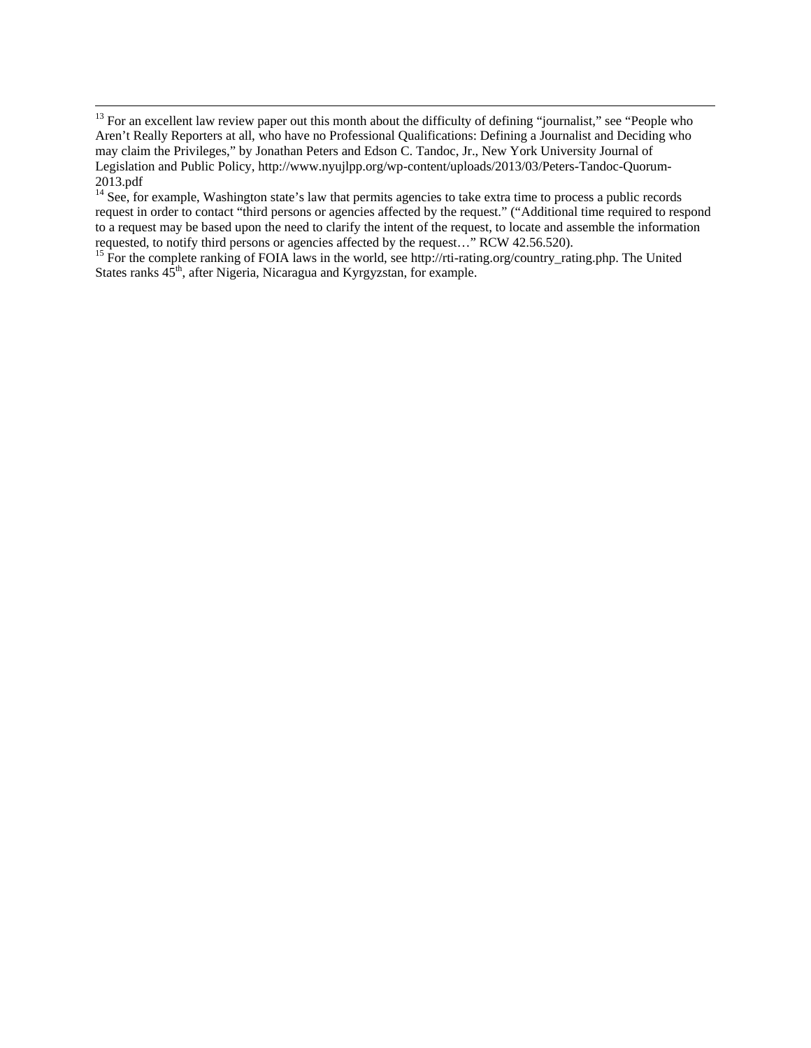[13] For an excellent law review paper out this month about the difficulty of defining "journalist," see "People who Aren't Really Reporters at all, who have no Professional Qualifications: Defining a Journalist and Deciding who may claim the Privileges," by Jonathan Peters and Edson C. Tandoc, Jr., New York University Journal of Legislation and Public Policy, http://www.nyujlpp.org/wp-content/uploads/2013/03/Peters-Tandoc-Quorum-2013.pdf

[14] See, for example, Washington state's law that permits agencies to take extra time to process a public records request in order to contact "third persons or agencies affected by the request." ("Additional time required to respond to a request may be based upon the need to clarify the intent of the request, to locate and assemble the information requested, to notify third persons or agencies affected by the request…" RCW 42.56.520).

[15] For the complete ranking of FOIA laws in the world, see http://rti-rating.org/country_rating.php. The United States ranks 45th, after Nigeria, Nicaragua and Kyrgyzstan, for example.